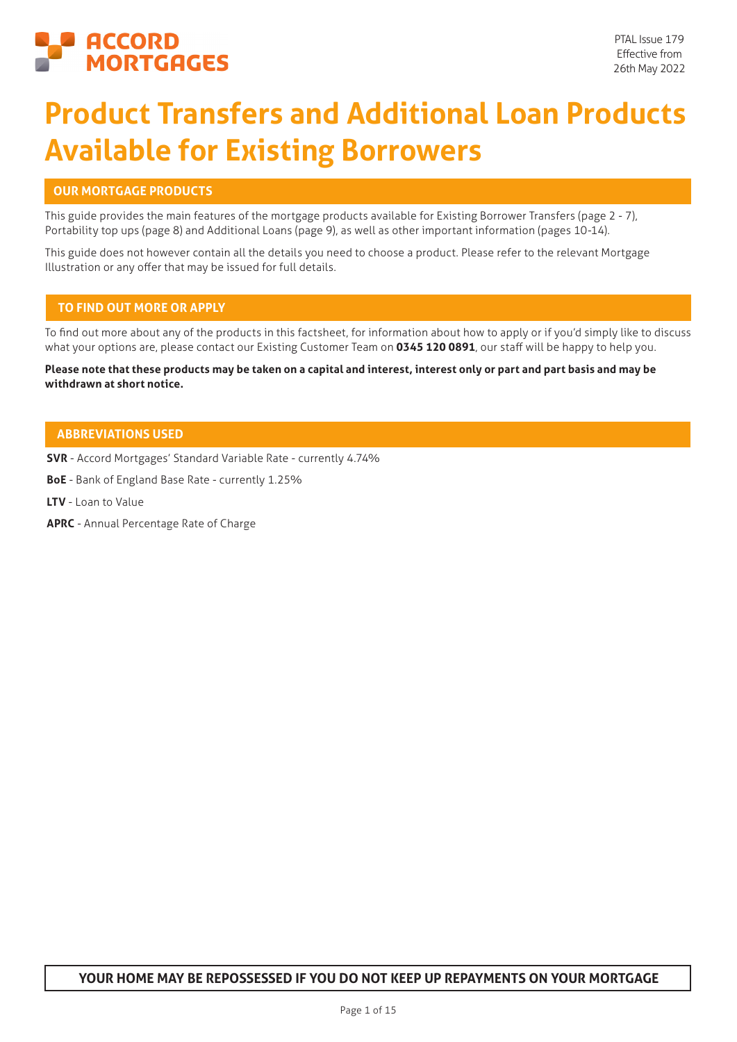PTAL Issue 179
Effective from
26th May 2022

# Product Transfers and Additional Loan Products Available for Existing Borrowers

## OUR MORTGAGE PRODUCTS

This guide provides the main features of the mortgage products available for Existing Borrower Transfers (page 2 - 7), Portability top ups (page 8) and Additional Loans (page 9), as well as other important information (pages 10-14).

This guide does not however contain all the details you need to choose a product. Please refer to the relevant Mortgage Illustration or any offer that may be issued for full details.

## TO FIND OUT MORE OR APPLY

To find out more about any of the products in this factsheet, for information about how to apply or if you'd simply like to discuss what your options are, please contact our Existing Customer Team on **0345 120 0891**, our staff will be happy to help you.

**Please note that these products may be taken on a capital and interest, interest only or part and part basis and may be withdrawn at short notice.**

## ABBREVIATIONS USED

**SVR** - Accord Mortgages' Standard Variable Rate - currently 4.74%

**BoE** - Bank of England Base Rate - currently 1.25%

**LTV** - Loan to Value

**APRC** - Annual Percentage Rate of Charge

**YOUR HOME MAY BE REPOSSESSED IF YOU DO NOT KEEP UP REPAYMENTS ON YOUR MORTGAGE**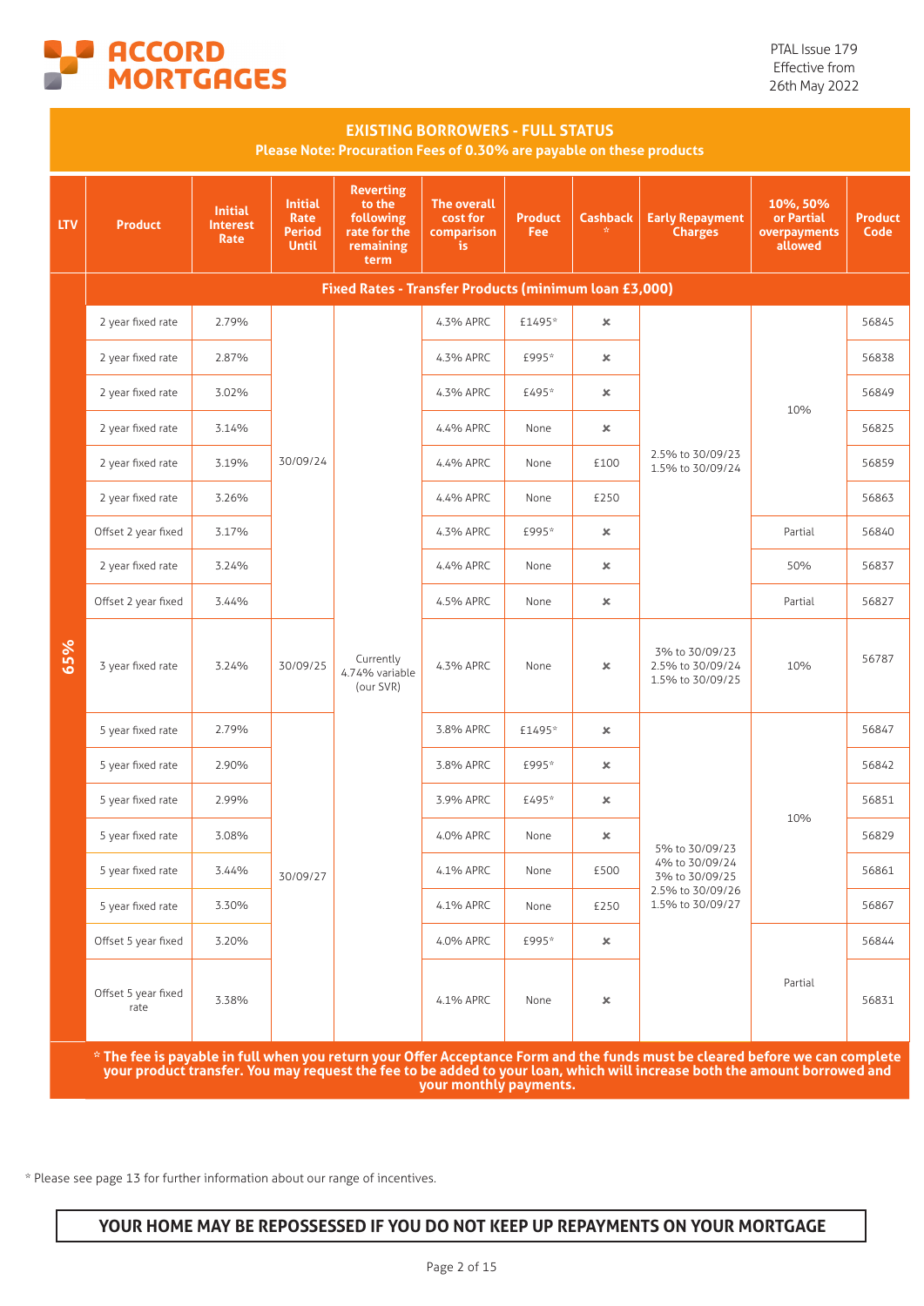ACCORD MORTGAGES

PTAL Issue 179
Effective from
26th May 2022

## EXISTING BORROWERS - FULL STATUS

**Please Note: Procuration Fees of 0.30% are payable on these products**

| LTV | Product | Initial Interest Rate | Initial Rate Period Until | Reverting to the following rate for the remaining term | The overall cost for comparison is | Product Fee | Cashback * | Early Repayment Charges | 10%, 50% or Partial overpayments allowed | Product Code |
|---|---|---|---|---|---|---|---|---|---|---|
| | **Fixed Rates - Transfer Products (minimum loan £3,000)** | | | | | | | | | |
| 65% | 2 year fixed rate | 2.79% | 30/09/24 | Currently 4.74% variable (our SVR) | 4.3% APRC | £1495* | ✗ | 2.5% to 30/09/23<br>1.5% to 30/09/24 | 10% | 56845 |
| 65% | 2 year fixed rate | 2.87% | 30/09/24 | Currently 4.74% variable (our SVR) | 4.3% APRC | £995* | ✗ | 2.5% to 30/09/23<br>1.5% to 30/09/24 | 10% | 56838 |
| 65% | 2 year fixed rate | 3.02% | 30/09/24 | Currently 4.74% variable (our SVR) | 4.3% APRC | £495* | ✗ | 2.5% to 30/09/23<br>1.5% to 30/09/24 | 10% | 56849 |
| 65% | 2 year fixed rate | 3.14% | 30/09/24 | Currently 4.74% variable (our SVR) | 4.4% APRC | None | ✗ | 2.5% to 30/09/23<br>1.5% to 30/09/24 | 10% | 56825 |
| 65% | 2 year fixed rate | 3.19% | 30/09/24 | Currently 4.74% variable (our SVR) | 4.4% APRC | None | £100 | 2.5% to 30/09/23<br>1.5% to 30/09/24 | 10% | 56859 |
| 65% | 2 year fixed rate | 3.26% | 30/09/24 | Currently 4.74% variable (our SVR) | 4.4% APRC | None | £250 | 2.5% to 30/09/23<br>1.5% to 30/09/24 | 10% | 56863 |
| 65% | Offset 2 year fixed | 3.17% | 30/09/24 | Currently 4.74% variable (our SVR) | 4.3% APRC | £995* | ✗ | 2.5% to 30/09/23<br>1.5% to 30/09/24 | Partial | 56840 |
| 65% | 2 year fixed rate | 3.24% | 30/09/24 | Currently 4.74% variable (our SVR) | 4.4% APRC | None | ✗ | 2.5% to 30/09/23<br>1.5% to 30/09/24 | 50% | 56837 |
| 65% | Offset 2 year fixed | 3.44% | 30/09/24 | Currently 4.74% variable (our SVR) | 4.5% APRC | None | ✗ | 2.5% to 30/09/23<br>1.5% to 30/09/24 | Partial | 56827 |
| 65% | 3 year fixed rate | 3.24% | 30/09/25 | Currently 4.74% variable (our SVR) | 4.3% APRC | None | ✗ | 3% to 30/09/23<br>2.5% to 30/09/24<br>1.5% to 30/09/25 | 10% | 56787 |
| 65% | 5 year fixed rate | 2.79% | 30/09/27 | Currently 4.74% variable (our SVR) | 3.8% APRC | £1495* | ✗ | 5% to 30/09/23<br>4% to 30/09/24<br>3% to 30/09/25<br>2.5% to 30/09/26<br>1.5% to 30/09/27 | 10% | 56847 |
| 65% | 5 year fixed rate | 2.90% | 30/09/27 | Currently 4.74% variable (our SVR) | 3.8% APRC | £995* | ✗ | 5% to 30/09/23<br>4% to 30/09/24<br>3% to 30/09/25<br>2.5% to 30/09/26<br>1.5% to 30/09/27 | 10% | 56842 |
| 65% | 5 year fixed rate | 2.99% | 30/09/27 | Currently 4.74% variable (our SVR) | 3.9% APRC | £495* | ✗ | 5% to 30/09/23<br>4% to 30/09/24<br>3% to 30/09/25<br>2.5% to 30/09/26<br>1.5% to 30/09/27 | 10% | 56851 |
| 65% | 5 year fixed rate | 3.08% | 30/09/27 | Currently 4.74% variable (our SVR) | 4.0% APRC | None | ✗ | 5% to 30/09/23<br>4% to 30/09/24<br>3% to 30/09/25<br>2.5% to 30/09/26<br>1.5% to 30/09/27 | 10% | 56829 |
| 65% | 5 year fixed rate | 3.44% | 30/09/27 | Currently 4.74% variable (our SVR) | 4.1% APRC | None | £500 | 5% to 30/09/23<br>4% to 30/09/24<br>3% to 30/09/25<br>2.5% to 30/09/26<br>1.5% to 30/09/27 | 10% | 56861 |
| 65% | 5 year fixed rate | 3.30% | 30/09/27 | Currently 4.74% variable (our SVR) | 4.1% APRC | None | £250 | 5% to 30/09/23<br>4% to 30/09/24<br>3% to 30/09/25<br>2.5% to 30/09/26<br>1.5% to 30/09/27 | 10% | 56867 |
| 65% | Offset 5 year fixed | 3.20% | 30/09/27 | Currently 4.74% variable (our SVR) | 4.0% APRC | £995* | ✗ | 5% to 30/09/23<br>4% to 30/09/24<br>3% to 30/09/25<br>2.5% to 30/09/26<br>1.5% to 30/09/27 | Partial | 56844 |
| 65% | Offset 5 year fixed rate | 3.38% | 30/09/27 | Currently 4.74% variable (our SVR) | 4.1% APRC | None | ✗ | 5% to 30/09/23<br>4% to 30/09/24<br>3% to 30/09/25<br>2.5% to 30/09/26<br>1.5% to 30/09/27 | Partial | 56831 |

**\* The fee is payable in full when you return your Offer Acceptance Form and the funds must be cleared before we can complete your product transfer. You may request the fee to be added to your loan, which will increase both the amount borrowed and your monthly payments.**

\* Please see page 13 for further information about our range of incentives.

**YOUR HOME MAY BE REPOSSESSED IF YOU DO NOT KEEP UP REPAYMENTS ON YOUR MORTGAGE**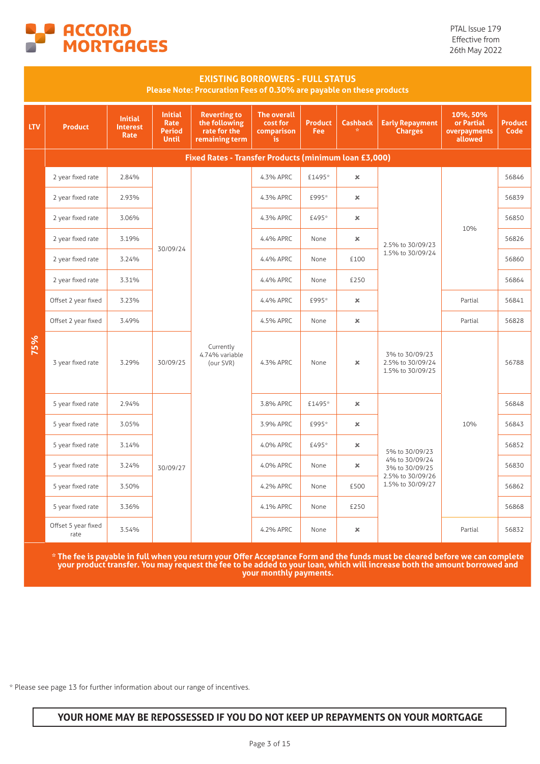ACCORD MORTGAGES

PTAL Issue 179
Effective from
26th May 2022

## EXISTING BORROWERS - FULL STATUS

**Please Note: Procuration Fees of 0.30% are payable on these products**

| LTV | Product | Initial Interest Rate | Initial Rate Period Until | Reverting to the following rate for the remaining term | The overall cost for comparison is | Product Fee | Cashback * | Early Repayment Charges | 10%, 50% or Partial overpayments allowed | Product Code |
|---|---|---|---|---|---|---|---|---|---|---|
| | **Fixed Rates - Transfer Products (minimum loan £3,000)** | | | | | | | | | |
| 75% | 2 year fixed rate | 2.84% | 30/09/24 | Currently 4.74% variable (our SVR) | 4.3% APRC | £1495* | × | 2.5% to 30/09/23<br>1.5% to 30/09/24 | 10% | 56846 |
| 75% | 2 year fixed rate | 2.93% | 30/09/24 | Currently 4.74% variable (our SVR) | 4.3% APRC | £995* | × | 2.5% to 30/09/23<br>1.5% to 30/09/24 | 10% | 56839 |
| 75% | 2 year fixed rate | 3.06% | 30/09/24 | Currently 4.74% variable (our SVR) | 4.3% APRC | £495* | × | 2.5% to 30/09/23<br>1.5% to 30/09/24 | 10% | 56850 |
| 75% | 2 year fixed rate | 3.19% | 30/09/24 | Currently 4.74% variable (our SVR) | 4.4% APRC | None | × | 2.5% to 30/09/23<br>1.5% to 30/09/24 | 10% | 56826 |
| 75% | 2 year fixed rate | 3.24% | 30/09/24 | Currently 4.74% variable (our SVR) | 4.4% APRC | None | £100 | 2.5% to 30/09/23<br>1.5% to 30/09/24 | 10% | 56860 |
| 75% | 2 year fixed rate | 3.31% | 30/09/24 | Currently 4.74% variable (our SVR) | 4.4% APRC | None | £250 | 2.5% to 30/09/23<br>1.5% to 30/09/24 | 10% | 56864 |
| 75% | Offset 2 year fixed | 3.23% | 30/09/24 | Currently 4.74% variable (our SVR) | 4.4% APRC | £995* | × | 2.5% to 30/09/23<br>1.5% to 30/09/24 | Partial | 56841 |
| 75% | Offset 2 year fixed | 3.49% | 30/09/24 | Currently 4.74% variable (our SVR) | 4.5% APRC | None | × | 2.5% to 30/09/23<br>1.5% to 30/09/24 | Partial | 56828 |
| 75% | 3 year fixed rate | 3.29% | 30/09/25 | Currently 4.74% variable (our SVR) | 4.3% APRC | None | × | 3% to 30/09/23<br>2.5% to 30/09/24<br>1.5% to 30/09/25 | 10% | 56788 |
| 75% | 5 year fixed rate | 2.94% | 30/09/27 | Currently 4.74% variable (our SVR) | 3.8% APRC | £1495* | × | 5% to 30/09/23<br>4% to 30/09/24<br>3% to 30/09/25<br>2.5% to 30/09/26<br>1.5% to 30/09/27 | 10% | 56848 |
| 75% | 5 year fixed rate | 3.05% | 30/09/27 | Currently 4.74% variable (our SVR) | 3.9% APRC | £995* | × | 5% to 30/09/23<br>4% to 30/09/24<br>3% to 30/09/25<br>2.5% to 30/09/26<br>1.5% to 30/09/27 | 10% | 56843 |
| 75% | 5 year fixed rate | 3.14% | 30/09/27 | Currently 4.74% variable (our SVR) | 4.0% APRC | £495* | × | 5% to 30/09/23<br>4% to 30/09/24<br>3% to 30/09/25<br>2.5% to 30/09/26<br>1.5% to 30/09/27 | 10% | 56852 |
| 75% | 5 year fixed rate | 3.24% | 30/09/27 | Currently 4.74% variable (our SVR) | 4.0% APRC | None | × | 5% to 30/09/23<br>4% to 30/09/24<br>3% to 30/09/25<br>2.5% to 30/09/26<br>1.5% to 30/09/27 | 10% | 56830 |
| 75% | 5 year fixed rate | 3.50% | 30/09/27 | Currently 4.74% variable (our SVR) | 4.2% APRC | None | £500 | 5% to 30/09/23<br>4% to 30/09/24<br>3% to 30/09/25<br>2.5% to 30/09/26<br>1.5% to 30/09/27 | 10% | 56862 |
| 75% | 5 year fixed rate | 3.36% | 30/09/27 | Currently 4.74% variable (our SVR) | 4.1% APRC | None | £250 | 5% to 30/09/23<br>4% to 30/09/24<br>3% to 30/09/25<br>2.5% to 30/09/26<br>1.5% to 30/09/27 | 10% | 56868 |
| 75% | Offset 5 year fixed rate | 3.54% | 30/09/27 | Currently 4.74% variable (our SVR) | 4.2% APRC | None | × | 5% to 30/09/23<br>4% to 30/09/24<br>3% to 30/09/25<br>2.5% to 30/09/26<br>1.5% to 30/09/27 | Partial | 56832 |

**\* The fee is payable in full when you return your Offer Acceptance Form and the funds must be cleared before we can complete your product transfer. You may request the fee to be added to your loan, which will increase both the amount borrowed and your monthly payments.**

\* Please see page 13 for further information about our range of incentives.

**YOUR HOME MAY BE REPOSSESSED IF YOU DO NOT KEEP UP REPAYMENTS ON YOUR MORTGAGE**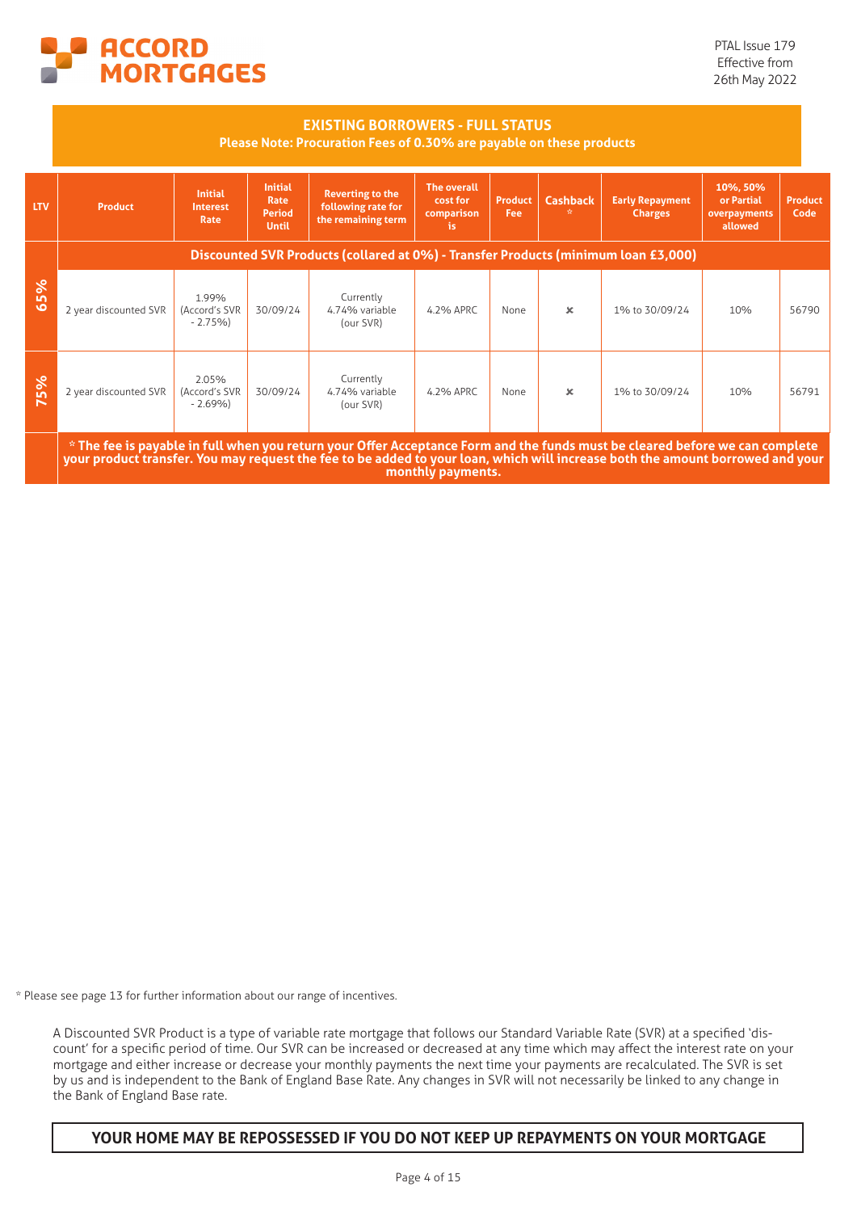ACCORD MORTGAGES

PTAL Issue 179
Effective from
26th May 2022

## EXISTING BORROWERS - FULL STATUS

**Please Note: Procuration Fees of 0.30% are payable on these products**

| LTV | Product | Initial Interest Rate | Initial Rate Period Until | Reverting to the following rate for the remaining term | The overall cost for comparison is | Product Fee | Cashback * | Early Repayment Charges | 10%, 50% or Partial overpayments allowed | Product Code |
|---|---|---|---|---|---|---|---|---|---|---|
| | **Discounted SVR Products (collared at 0%) - Transfer Products (minimum loan £3,000)** | | | | | | | | | |
| 65% | 2 year discounted SVR | 1.99% (Accord's SVR - 2.75%) | 30/09/24 | Currently 4.74% variable (our SVR) | 4.2% APRC | None | ✗ | 1% to 30/09/24 | 10% | 56790 |
| 75% | 2 year discounted SVR | 2.05% (Accord's SVR - 2.69%) | 30/09/24 | Currently 4.74% variable (our SVR) | 4.2% APRC | None | ✗ | 1% to 30/09/24 | 10% | 56791 |

**\* The fee is payable in full when you return your Offer Acceptance Form and the funds must be cleared before we can complete your product transfer. You may request the fee to be added to your loan, which will increase both the amount borrowed and your monthly payments.**

\* Please see page 13 for further information about our range of incentives.

A Discounted SVR Product is a type of variable rate mortgage that follows our Standard Variable Rate (SVR) at a specified 'discount' for a specific period of time. Our SVR can be increased or decreased at any time which may affect the interest rate on your mortgage and either increase or decrease your monthly payments the next time your payments are recalculated. The SVR is set by us and is independent to the Bank of England Base Rate. Any changes in SVR will not necessarily be linked to any change in the Bank of England Base rate.

**YOUR HOME MAY BE REPOSSESSED IF YOU DO NOT KEEP UP REPAYMENTS ON YOUR MORTGAGE**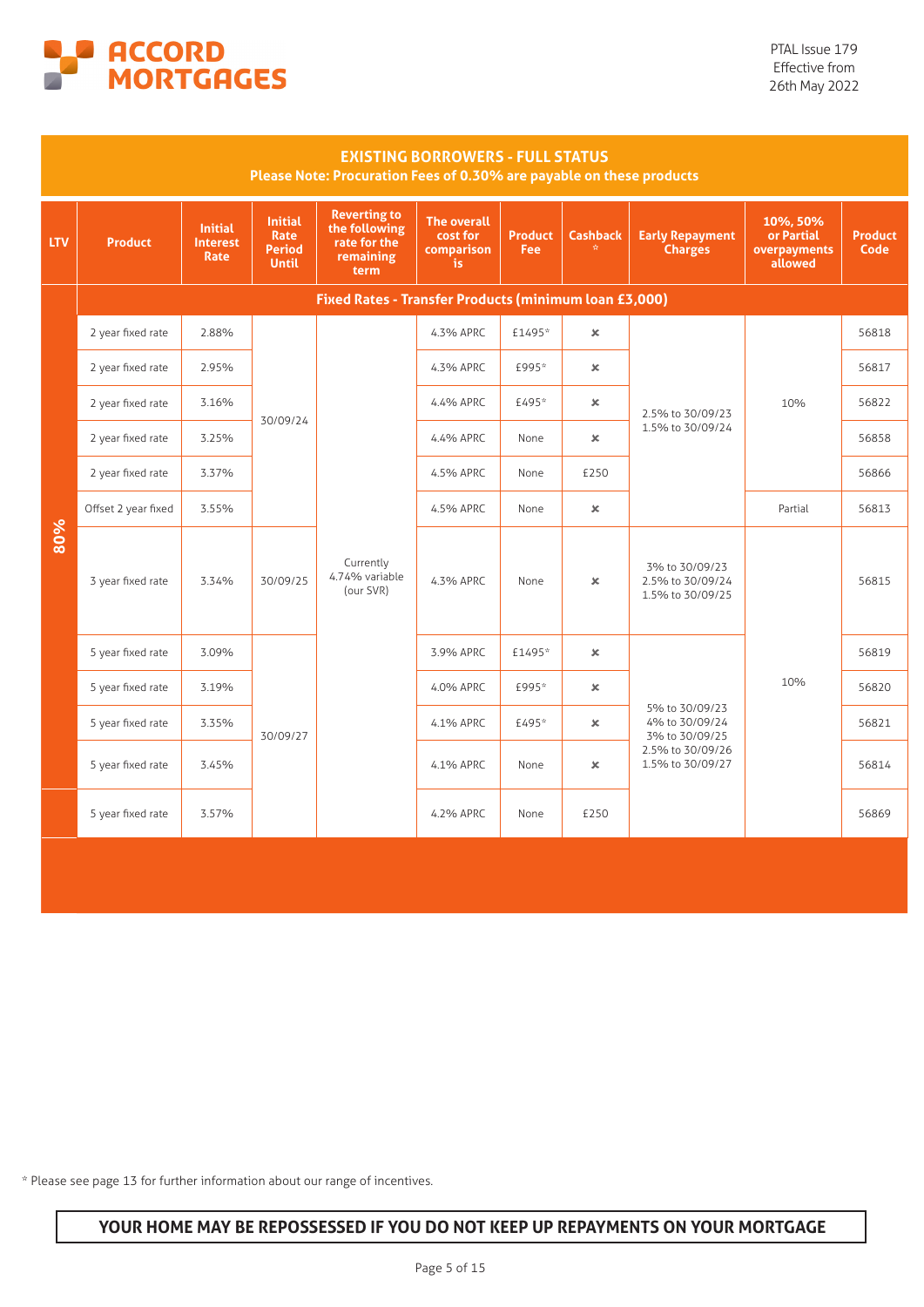ACCORD MORTGAGES

PTAL Issue 179
Effective from
26th May 2022

## EXISTING BORROWERS - FULL STATUS

**Please Note: Procuration Fees of 0.30% are payable on these products**

| LTV | Product | Initial Interest Rate | Initial Rate Period Until | Reverting to the following rate for the remaining term | The overall cost for comparison is | Product Fee | Cashback * | Early Repayment Charges | 10%, 50% or Partial overpayments allowed | Product Code |
|---|---|---|---|---|---|---|---|---|---|---|
| | **Fixed Rates - Transfer Products (minimum loan £3,000)** | | | | | | | | | |
| 80% | 2 year fixed rate | 2.88% | 30/09/24 | Currently 4.74% variable (our SVR) | 4.3% APRC | £1495* | ✖ | 2.5% to 30/09/23<br>1.5% to 30/09/24 | 10% | 56818 |
| 80% | 2 year fixed rate | 2.95% | 30/09/24 | Currently 4.74% variable (our SVR) | 4.3% APRC | £995* | ✖ | 2.5% to 30/09/23<br>1.5% to 30/09/24 | 10% | 56817 |
| 80% | 2 year fixed rate | 3.16% | 30/09/24 | Currently 4.74% variable (our SVR) | 4.4% APRC | £495* | ✖ | 2.5% to 30/09/23<br>1.5% to 30/09/24 | 10% | 56822 |
| 80% | 2 year fixed rate | 3.25% | 30/09/24 | Currently 4.74% variable (our SVR) | 4.4% APRC | None | ✖ | 2.5% to 30/09/23<br>1.5% to 30/09/24 | 10% | 56858 |
| 80% | 2 year fixed rate | 3.37% | 30/09/24 | Currently 4.74% variable (our SVR) | 4.5% APRC | None | £250 | 2.5% to 30/09/23<br>1.5% to 30/09/24 | 10% | 56866 |
| 80% | Offset 2 year fixed | 3.55% | 30/09/24 | Currently 4.74% variable (our SVR) | 4.5% APRC | None | ✖ | 2.5% to 30/09/23<br>1.5% to 30/09/24 | Partial | 56813 |
| 80% | 3 year fixed rate | 3.34% | 30/09/25 | Currently 4.74% variable (our SVR) | 4.3% APRC | None | ✖ | 3% to 30/09/23<br>2.5% to 30/09/24<br>1.5% to 30/09/25 | 10% | 56815 |
| 80% | 5 year fixed rate | 3.09% | 30/09/27 | Currently 4.74% variable (our SVR) | 3.9% APRC | £1495* | ✖ | 5% to 30/09/23<br>4% to 30/09/24<br>3% to 30/09/25<br>2.5% to 30/09/26<br>1.5% to 30/09/27 | 10% | 56819 |
| 80% | 5 year fixed rate | 3.19% | 30/09/27 | Currently 4.74% variable (our SVR) | 4.0% APRC | £995* | ✖ | 5% to 30/09/23<br>4% to 30/09/24<br>3% to 30/09/25<br>2.5% to 30/09/26<br>1.5% to 30/09/27 | 10% | 56820 |
| 80% | 5 year fixed rate | 3.35% | 30/09/27 | Currently 4.74% variable (our SVR) | 4.1% APRC | £495* | ✖ | 5% to 30/09/23<br>4% to 30/09/24<br>3% to 30/09/25<br>2.5% to 30/09/26<br>1.5% to 30/09/27 | 10% | 56821 |
| 80% | 5 year fixed rate | 3.45% | 30/09/27 | Currently 4.74% variable (our SVR) | 4.1% APRC | None | ✖ | 5% to 30/09/23<br>4% to 30/09/24<br>3% to 30/09/25<br>2.5% to 30/09/26<br>1.5% to 30/09/27 | 10% | 56814 |
| | 5 year fixed rate | 3.57% | 30/09/27 | Currently 4.74% variable (our SVR) | 4.2% APRC | None | £250 | 5% to 30/09/23<br>4% to 30/09/24<br>3% to 30/09/25<br>2.5% to 30/09/26<br>1.5% to 30/09/27 | 10% | 56869 |

\* Please see page 13 for further information about our range of incentives.

**YOUR HOME MAY BE REPOSSESSED IF YOU DO NOT KEEP UP REPAYMENTS ON YOUR MORTGAGE**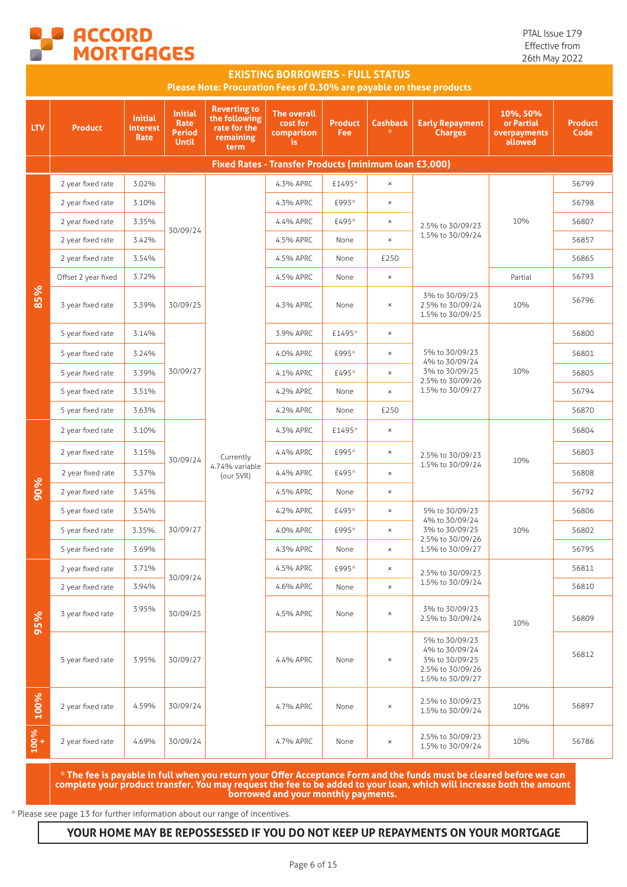# ACCORD MORTGAGES

PTAL Issue 179
Effective from
26th May 2022

## EXISTING BORROWERS - FULL STATUS

**Please Note: Procuration Fees of 0.30% are payable on these products**

| LTV | Product | Initial Interest Rate | Initial Rate Period Until | Reverting to the following rate for the remaining term | The overall cost for comparison is | Product Fee | Cashback * | Early Repayment Charges | 10%, 50% or Partial overpayments allowed | Product Code |
|---|---|---|---|---|---|---|---|---|---|---|
| | **Fixed Rates - Transfer Products (minimum loan £3,000)** | | | | | | | | | |
| 85% | 2 year fixed rate | 3.02% | 30/09/24 | Currently 4.74% variable (our SVR) | 4.3% APRC | £1495* | × | 2.5% to 30/09/23 1.5% to 30/09/24 | 10% | 56799 |
| 85% | 2 year fixed rate | 3.10% | 30/09/24 | | 4.3% APRC | £995* | × | 2.5% to 30/09/23 1.5% to 30/09/24 | 10% | 56798 |
| 85% | 2 year fixed rate | 3.35% | 30/09/24 | | 4.4% APRC | £495* | × | 2.5% to 30/09/23 1.5% to 30/09/24 | 10% | 56807 |
| 85% | 2 year fixed rate | 3.42% | 30/09/24 | | 4.5% APRC | None | × | 2.5% to 30/09/23 1.5% to 30/09/24 | 10% | 56857 |
| 85% | 2 year fixed rate | 3.54% | 30/09/24 | | 4.5% APRC | None | £250 | 2.5% to 30/09/23 1.5% to 30/09/24 | 10% | 56865 |
| 85% | Offset 2 year fixed | 3.72% | 30/09/24 | | 4.5% APRC | None | × | 2.5% to 30/09/23 1.5% to 30/09/24 | Partial | 56793 |
| 85% | 3 year fixed rate | 3.39% | 30/09/25 | | 4.3% APRC | None | × | 3% to 30/09/23 2.5% to 30/09/24 1.5% to 30/09/25 | 10% | 56796 |
| 85% | 5 year fixed rate | 3.14% | 30/09/27 | | 3.9% APRC | £1495* | × | 5% to 30/09/23 4% to 30/09/24 3% to 30/09/25 2.5% to 30/09/26 1.5% to 30/09/27 | 10% | 56800 |
| 85% | 5 year fixed rate | 3.24% | 30/09/27 | | 4.0% APRC | £995* | × | 5% to 30/09/23 4% to 30/09/24 3% to 30/09/25 2.5% to 30/09/26 1.5% to 30/09/27 | 10% | 56801 |
| 85% | 5 year fixed rate | 3.39% | 30/09/27 | | 4.1% APRC | £495* | × | 5% to 30/09/23 4% to 30/09/24 3% to 30/09/25 2.5% to 30/09/26 1.5% to 30/09/27 | 10% | 56805 |
| 85% | 5 year fixed rate | 3.51% | 30/09/27 | | 4.2% APRC | None | × | 5% to 30/09/23 4% to 30/09/24 3% to 30/09/25 2.5% to 30/09/26 1.5% to 30/09/27 | 10% | 56794 |
| 85% | 5 year fixed rate | 3.63% | 30/09/27 | | 4.2% APRC | None | £250 | 5% to 30/09/23 4% to 30/09/24 3% to 30/09/25 2.5% to 30/09/26 1.5% to 30/09/27 | 10% | 56870 |
| 90% | 2 year fixed rate | 3.10% | 30/09/24 | | 4.3% APRC | £1495* | × | 2.5% to 30/09/23 1.5% to 30/09/24 | 10% | 56804 |
| 90% | 2 year fixed rate | 3.15% | 30/09/24 | | 4.4% APRC | £995* | × | 2.5% to 30/09/23 1.5% to 30/09/24 | 10% | 56803 |
| 90% | 2 year fixed rate | 3.37% | 30/09/24 | | 4.4% APRC | £495* | × | 2.5% to 30/09/23 1.5% to 30/09/24 | 10% | 56808 |
| 90% | 2 year fixed rate | 3.45% | 30/09/24 | | 4.5% APRC | None | × | 2.5% to 30/09/23 1.5% to 30/09/24 | 10% | 56792 |
| 90% | 5 year fixed rate | 3.54% | 30/09/27 | | 4.2% APRC | £495* | × | 5% to 30/09/23 4% to 30/09/24 3% to 30/09/25 2.5% to 30/09/26 1.5% to 30/09/27 | 10% | 56806 |
| 90% | 5 year fixed rate | 3.35%. | 30/09/27 | | 4.0% APRC | £995* | × | 5% to 30/09/23 4% to 30/09/24 3% to 30/09/25 2.5% to 30/09/26 1.5% to 30/09/27 | 10% | 56802 |
| 90% | 5 year fixed rate | 3.69% | 30/09/27 | | 4.3% APRC | None | × | 5% to 30/09/23 4% to 30/09/24 3% to 30/09/25 2.5% to 30/09/26 1.5% to 30/09/27 | 10% | 56795 |
| 95% | 2 year fixed rate | 3.71% | 30/09/24 | | 4.5% APRC | £995* | × | 2.5% to 30/09/23 1.5% to 30/09/24 | 10% | 56811 |
| 95% | 2 year fixed rate | 3.94% | 30/09/24 | | 4.6% APRC | None | × | 2.5% to 30/09/23 1.5% to 30/09/24 | 10% | 56810 |
| 95% | 3 year fixed rate | 3.95% | 30/09/25 | | 4.5% APRC | None | × | 3% to 30/09/23 2.5% to 30/09/24 | 10% | 56809 |
| 95% | 5 year fixed rate | 3.95% | 30/09/27 | | 4.4% APRC | None | × | 5% to 30/09/23 4% to 30/09/24 3% to 30/09/25 2.5% to 30/09/26 1.5% to 30/09/27 | 10% | 56812 |
| 100% | 2 year fixed rate | 4.59% | 30/09/24 | | 4.7% APRC | None | × | 2.5% to 30/09/23 1.5% to 30/09/24 | 10% | 56897 |
| 100%+ | 2 year fixed rate | 4.69% | 30/09/24 | | 4.7% APRC | None | × | 2.5% to 30/09/23 1.5% to 30/09/24 | 10% | 56786 |

**\* The fee is payable in full when you return your Offer Acceptance Form and the funds must be cleared before we can complete your product transfer. You may request the fee to be added to your loan, which will increase both the amount borrowed and your monthly payments.**

\* Please see page 13 for further information about our range of incentives.

**YOUR HOME MAY BE REPOSSESSED IF YOU DO NOT KEEP UP REPAYMENTS ON YOUR MORTGAGE**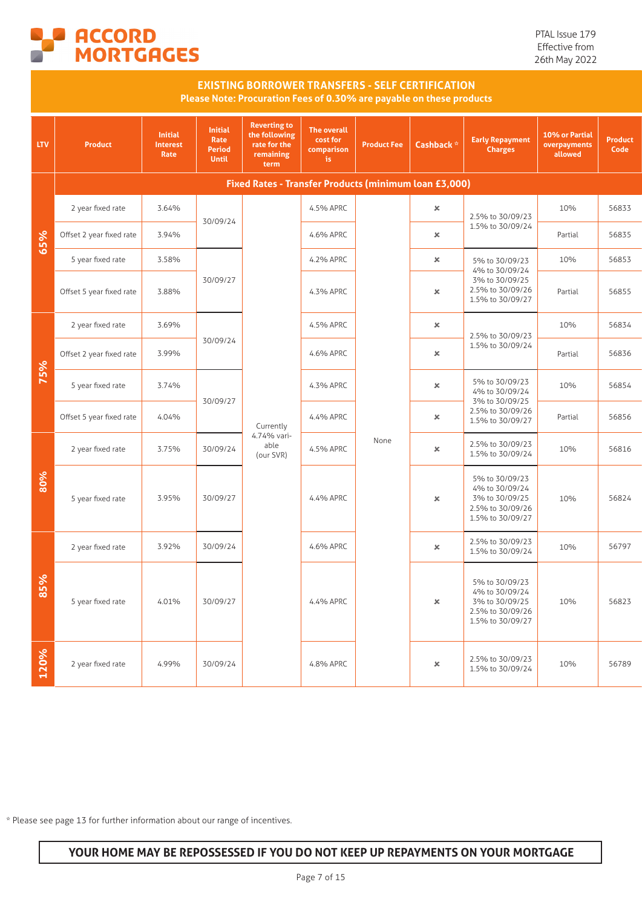ACCORD MORTGAGES

PTAL Issue 179
Effective from
26th May 2022

## EXISTING BORROWER TRANSFERS - SELF CERTIFICATION

**Please Note: Procuration Fees of 0.30% are payable on these products**

| LTV | Product | Initial Interest Rate | Initial Rate Period Until | Reverting to the following rate for the remaining term | The overall cost for comparison is | Product Fee | Cashback * | Early Repayment Charges | 10% or Partial overpayments allowed | Product Code |
|---|---|---|---|---|---|---|---|---|---|---|
| | **Fixed Rates - Transfer Products (minimum loan £3,000)** | | | | | | | | | |
| 65% | 2 year fixed rate | 3.64% | 30/09/24 | Currently 4.74% variable (our SVR) | 4.5% APRC | None | ✗ | 2.5% to 30/09/23 1.5% to 30/09/24 | 10% | 56833 |
| 65% | Offset 2 year fixed rate | 3.94% | 30/09/24 | Currently 4.74% variable (our SVR) | 4.6% APRC | None | ✗ | 2.5% to 30/09/23 1.5% to 30/09/24 | Partial | 56835 |
| 65% | 5 year fixed rate | 3.58% | 30/09/27 | Currently 4.74% variable (our SVR) | 4.2% APRC | None | ✗ | 5% to 30/09/23 4% to 30/09/24 3% to 30/09/25 2.5% to 30/09/26 1.5% to 30/09/27 | 10% | 56853 |
| 65% | Offset 5 year fixed rate | 3.88% | 30/09/27 | Currently 4.74% variable (our SVR) | 4.3% APRC | None | ✗ | 5% to 30/09/23 4% to 30/09/24 3% to 30/09/25 2.5% to 30/09/26 1.5% to 30/09/27 | Partial | 56855 |
| 75% | 2 year fixed rate | 3.69% | 30/09/24 | Currently 4.74% variable (our SVR) | 4.5% APRC | None | ✗ | 2.5% to 30/09/23 1.5% to 30/09/24 | 10% | 56834 |
| 75% | Offset 2 year fixed rate | 3.99% | 30/09/24 | Currently 4.74% variable (our SVR) | 4.6% APRC | None | ✗ | 2.5% to 30/09/23 1.5% to 30/09/24 | Partial | 56836 |
| 75% | 5 year fixed rate | 3.74% | 30/09/27 | Currently 4.74% variable (our SVR) | 4.3% APRC | None | ✗ | 5% to 30/09/23 4% to 30/09/24 3% to 30/09/25 2.5% to 30/09/26 1.5% to 30/09/27 | 10% | 56854 |
| 75% | Offset 5 year fixed rate | 4.04% | 30/09/27 | Currently 4.74% variable (our SVR) | 4.4% APRC | None | ✗ | 5% to 30/09/23 4% to 30/09/24 3% to 30/09/25 2.5% to 30/09/26 1.5% to 30/09/27 | Partial | 56856 |
| 80% | 2 year fixed rate | 3.75% | 30/09/24 | Currently 4.74% variable (our SVR) | 4.5% APRC | None | ✗ | 2.5% to 30/09/23 1.5% to 30/09/24 | 10% | 56816 |
| 80% | 5 year fixed rate | 3.95% | 30/09/27 | Currently 4.74% variable (our SVR) | 4.4% APRC | None | ✗ | 5% to 30/09/23 4% to 30/09/24 3% to 30/09/25 2.5% to 30/09/26 1.5% to 30/09/27 | 10% | 56824 |
| 85% | 2 year fixed rate | 3.92% | 30/09/24 | Currently 4.74% variable (our SVR) | 4.6% APRC | None | ✗ | 2.5% to 30/09/23 1.5% to 30/09/24 | 10% | 56797 |
| 85% | 5 year fixed rate | 4.01% | 30/09/27 | Currently 4.74% variable (our SVR) | 4.4% APRC | None | ✗ | 5% to 30/09/23 4% to 30/09/24 3% to 30/09/25 2.5% to 30/09/26 1.5% to 30/09/27 | 10% | 56823 |
| 120% | 2 year fixed rate | 4.99% | 30/09/24 | Currently 4.74% variable (our SVR) | 4.8% APRC | None | ✗ | 2.5% to 30/09/23 1.5% to 30/09/24 | 10% | 56789 |

\* Please see page 13 for further information about our range of incentives.

**YOUR HOME MAY BE REPOSSESSED IF YOU DO NOT KEEP UP REPAYMENTS ON YOUR MORTGAGE**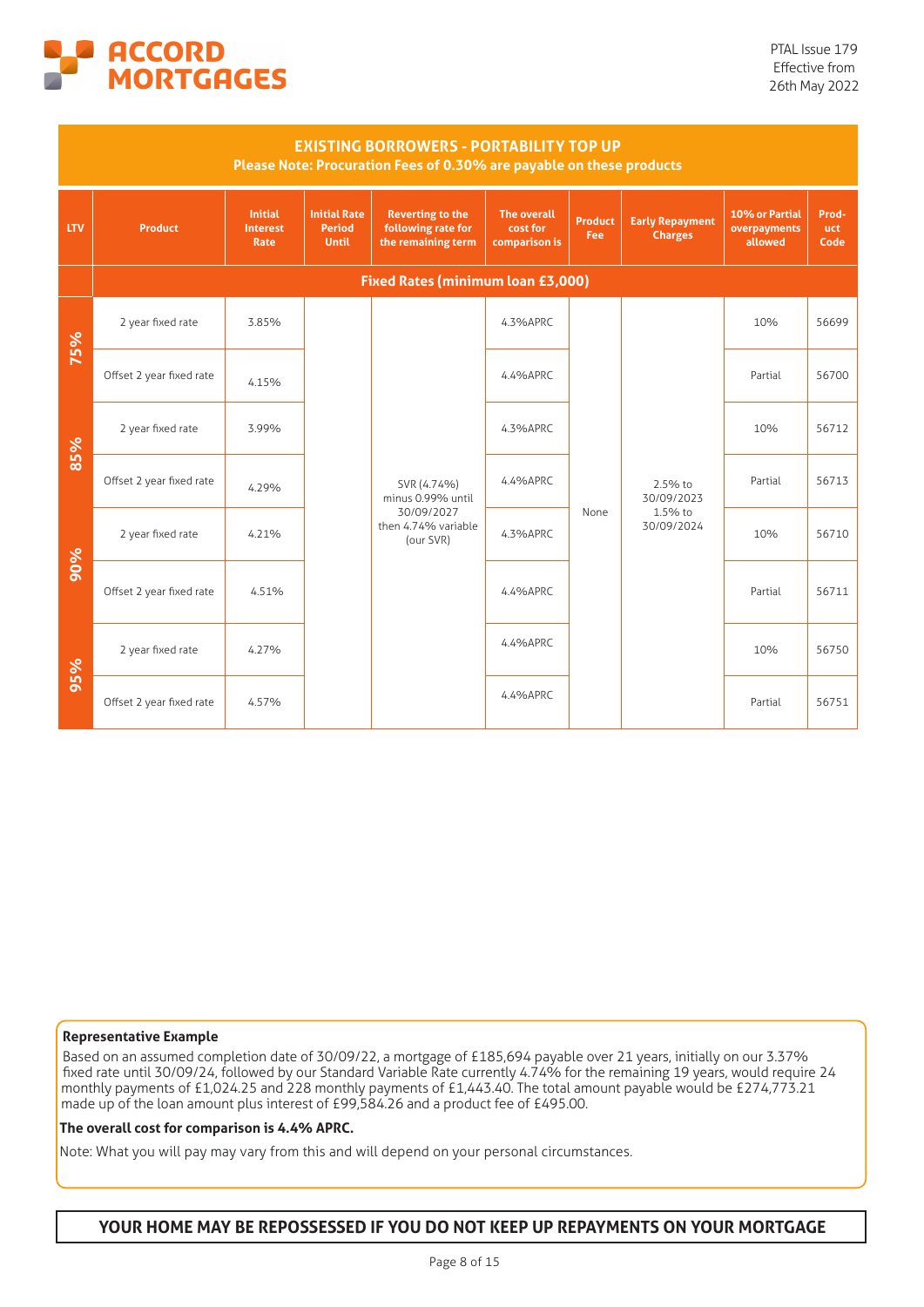**EXISTING BORROWERS - PORTABILITY TOP UP**

**Please Note: Procuration Fees of 0.30% are payable on these products**

| LTV | Product | Initial Interest Rate | Initial Rate Period Until | Reverting to the following rate for the remaining term | The overall cost for comparison is | Product Fee | Early Repayment Charges | 10% or Partial overpayments allowed | Product Code |
|---|---|---|---|---|---|---|---|---|---|
| | **Fixed Rates (minimum loan £3,000)** | | | | | | | | |
| 75% | 2 year fixed rate | 3.85% | | SVR (4.74%) minus 0.99% until 30/09/2027 then 4.74% variable (our SVR) | 4.3%APRC | None | 2.5% to 30/09/2023 1.5% to 30/09/2024 | 10% | 56699 |
| 75% | Offset 2 year fixed rate | 4.15% | | | 4.4%APRC | | | Partial | 56700 |
| 85% | 2 year fixed rate | 3.99% | | | 4.3%APRC | | | 10% | 56712 |
| 85% | Offset 2 year fixed rate | 4.29% | | | 4.4%APRC | | | Partial | 56713 |
| 90% | 2 year fixed rate | 4.21% | | | 4.3%APRC | | | 10% | 56710 |
| 90% | Offset 2 year fixed rate | 4.51% | | | 4.4%APRC | | | Partial | 56711 |
| 95% | 2 year fixed rate | 4.27% | | | 4.4%APRC | | | 10% | 56750 |
| 95% | Offset 2 year fixed rate | 4.57% | | | 4.4%APRC | | | Partial | 56751 |

**Representative Example**

Based on an assumed completion date of 30/09/22, a mortgage of £185,694 payable over 21 years, initially on our 3.37% fixed rate until 30/09/24, followed by our Standard Variable Rate currently 4.74% for the remaining 19 years, would require 24 monthly payments of £1,024.25 and 228 monthly payments of £1,443.40. The total amount payable would be £274,773.21 made up of the loan amount plus interest of £99,584.26 and a product fee of £495.00.

**The overall cost for comparison is 4.4% APRC.**

Note: What you will pay may vary from this and will depend on your personal circumstances.

**YOUR HOME MAY BE REPOSSESSED IF YOU DO NOT KEEP UP REPAYMENTS ON YOUR MORTGAGE**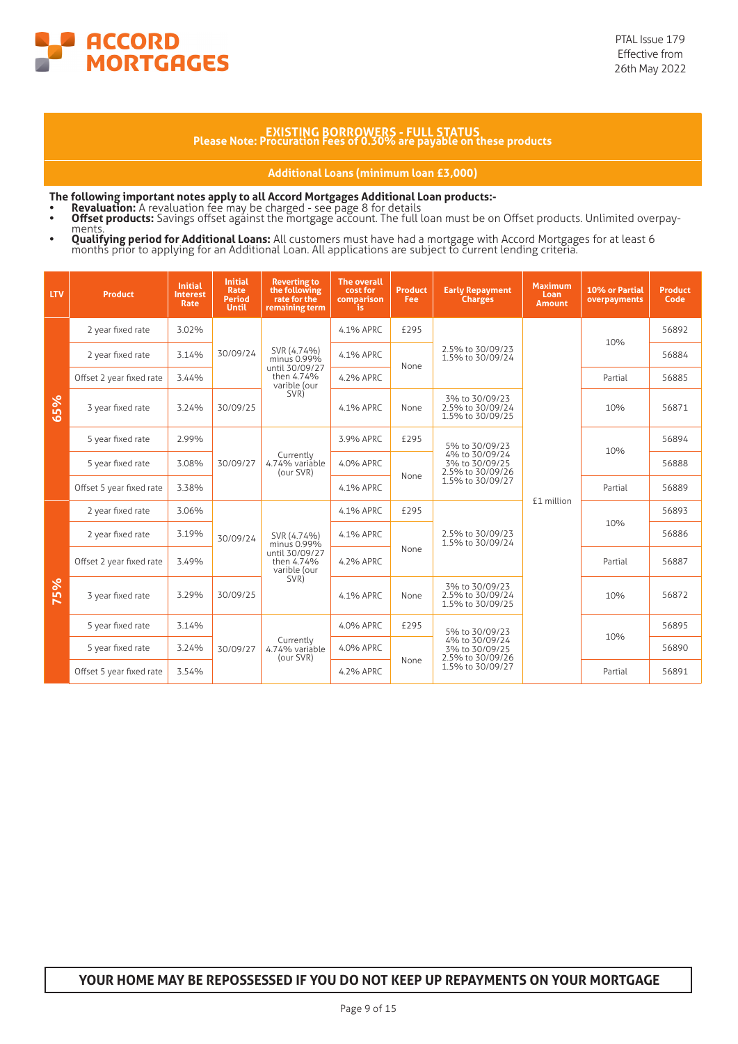# ACCORD MORTGAGES

PTAL Issue 179
Effective from
26th May 2022

## EXISTING BORROWERS - FULL STATUS

**Please Note: Procuration Fees of 0.30% are payable on these products**

### Additional Loans (minimum loan £3,000)

**The following important notes apply to all Accord Mortgages Additional Loan products:-**

- **Revaluation:** A revaluation fee may be charged - see page 8 for details
- **Offset products:** Savings offset against the mortgage account. The full loan must be on Offset products. Unlimited overpayments.
- **Qualifying period for Additional Loans:** All customers must have had a mortgage with Accord Mortgages for at least 6 months prior to applying for an Additional Loan. All applications are subject to current lending criteria.

| LTV | Product | Initial Interest Rate | Initial Rate Period Until | Reverting to the following rate for the remaining term | The overall cost for comparison is | Product Fee | Early Repayment Charges | Maximum Loan Amount | 10% or Partial overpayments | Product Code |
|---|---|---|---|---|---|---|---|---|---|---|
| 65% | 2 year fixed rate | 3.02% | 30/09/24 | SVR (4.74%) minus 0.99% until 30/09/27 then 4.74% varible (our SVR) | 4.1% APRC | £295 | 2.5% to 30/09/23 1.5% to 30/09/24 | £1 million | 10% | 56892 |
| | 2 year fixed rate | 3.14% | | | 4.1% APRC | None | | | | 56884 |
| | Offset 2 year fixed rate | 3.44% | | | 4.2% APRC | | | | Partial | 56885 |
| | 3 year fixed rate | 3.24% | 30/09/25 | | 4.1% APRC | None | 3% to 30/09/23 2.5% to 30/09/24 1.5% to 30/09/25 | | 10% | 56871 |
| | 5 year fixed rate | 2.99% | 30/09/27 | Currently 4.74% variable (our SVR) | 3.9% APRC | £295 | 5% to 30/09/23 4% to 30/09/24 3% to 30/09/25 2.5% to 30/09/26 1.5% to 30/09/27 | | 10% | 56894 |
| | 5 year fixed rate | 3.08% | | | 4.0% APRC | None | | | | 56888 |
| | Offset 5 year fixed rate | 3.38% | | | 4.1% APRC | | | | Partial | 56889 |
| 75% | 2 year fixed rate | 3.06% | 30/09/24 | SVR (4.74%) minus 0.99% until 30/09/27 then 4.74% varible (our SVR) | 4.1% APRC | £295 | 2.5% to 30/09/23 1.5% to 30/09/24 | | 10% | 56893 |
| | 2 year fixed rate | 3.19% | | | 4.1% APRC | None | | | | 56886 |
| | Offset 2 year fixed rate | 3.49% | | | 4.2% APRC | | | | Partial | 56887 |
| | 3 year fixed rate | 3.29% | 30/09/25 | | 4.1% APRC | None | 3% to 30/09/23 2.5% to 30/09/24 1.5% to 30/09/25 | | 10% | 56872 |
| | 5 year fixed rate | 3.14% | 30/09/27 | Currently 4.74% variable (our SVR) | 4.0% APRC | £295 | 5% to 30/09/23 4% to 30/09/24 3% to 30/09/25 2.5% to 30/09/26 1.5% to 30/09/27 | | 10% | 56895 |
| | 5 year fixed rate | 3.24% | | | 4.0% APRC | None | | | | 56890 |
| | Offset 5 year fixed rate | 3.54% | | | 4.2% APRC | | | | Partial | 56891 |

**YOUR HOME MAY BE REPOSSESSED IF YOU DO NOT KEEP UP REPAYMENTS ON YOUR MORTGAGE**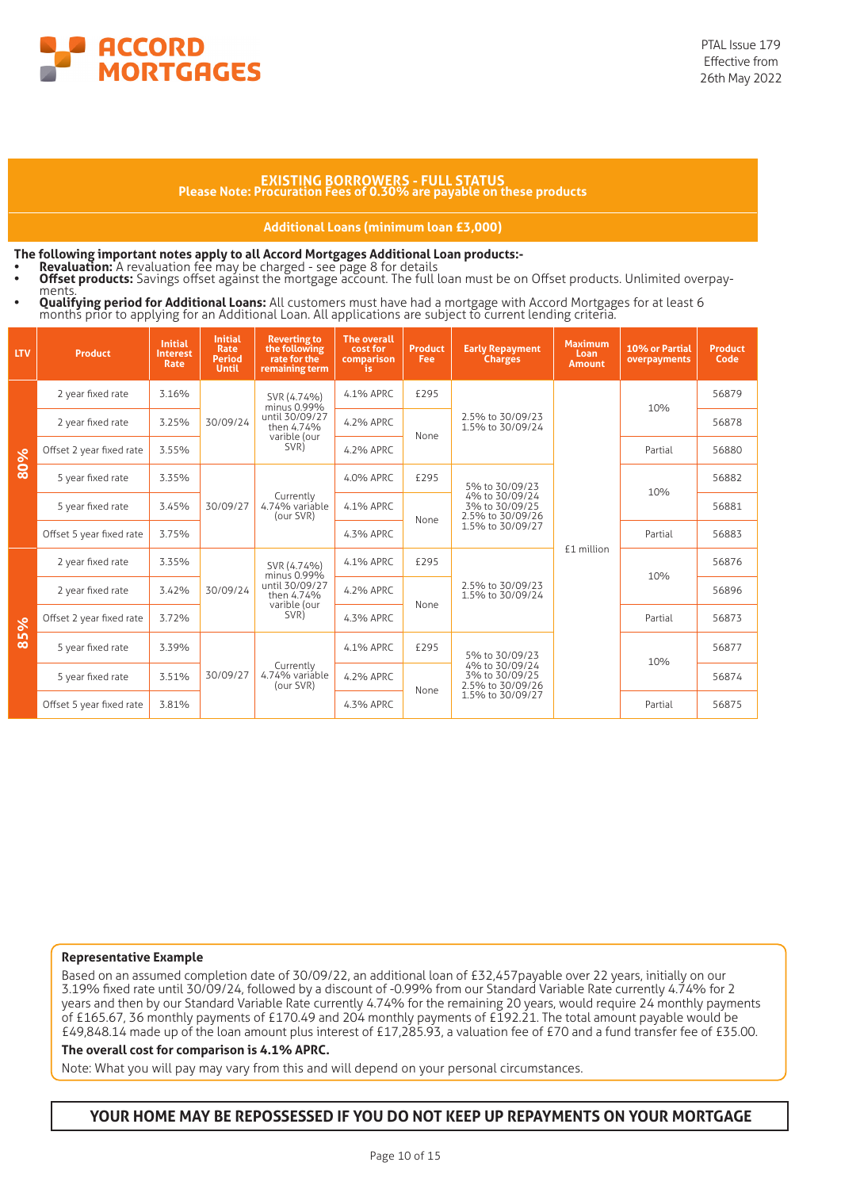**ACCORD MORTGAGES**

PTAL Issue 179
Effective from
26th May 2022

## EXISTING BORROWERS - FULL STATUS

**Please Note: Procuration Fees of 0.30% are payable on these products**

### Additional Loans (minimum loan £3,000)

**The following important notes apply to all Accord Mortgages Additional Loan products:-**

- **Revaluation:** A revaluation fee may be charged - see page 8 for details
- **Offset products:** Savings offset against the mortgage account. The full loan must be on Offset products. Unlimited overpayments.
- **Qualifying period for Additional Loans:** All customers must have had a mortgage with Accord Mortgages for at least 6 months prior to applying for an Additional Loan. All applications are subject to current lending criteria.

| LTV | Product | Initial Interest Rate | Initial Rate Period Until | Reverting to the following rate for the remaining term | The overall cost for comparison is | Product Fee | Early Repayment Charges | Maximum Loan Amount | 10% or Partial overpayments | Product Code |
|---|---|---|---|---|---|---|---|---|---|---|
| 80% | 2 year fixed rate | 3.16% | 30/09/24 | SVR (4.74%) minus 0.99% until 30/09/27 then 4.74% varible (our SVR) | 4.1% APRC | £295 | 2.5% to 30/09/23 1.5% to 30/09/24 | £1 million | 10% | 56879 |
| | 2 year fixed rate | 3.25% | | | 4.2% APRC | None | | | | 56878 |
| | Offset 2 year fixed rate | 3.55% | | | 4.2% APRC | | | | Partial | 56880 |
| | 5 year fixed rate | 3.35% | 30/09/27 | Currently 4.74% variable (our SVR) | 4.0% APRC | £295 | 5% to 30/09/23 4% to 30/09/24 3% to 30/09/25 2.5% to 30/09/26 1.5% to 30/09/27 | | 10% | 56882 |
| | 5 year fixed rate | 3.45% | | | 4.1% APRC | None | | | | 56881 |
| | Offset 5 year fixed rate | 3.75% | | | 4.3% APRC | | | | Partial | 56883 |
| 85% | 2 year fixed rate | 3.35% | 30/09/24 | SVR (4.74%) minus 0.99% until 30/09/27 then 4.74% varible (our SVR) | 4.1% APRC | £295 | 2.5% to 30/09/23 1.5% to 30/09/24 | | 10% | 56876 |
| | 2 year fixed rate | 3.42% | | | 4.2% APRC | None | | | | 56896 |
| | Offset 2 year fixed rate | 3.72% | | | 4.3% APRC | | | | Partial | 56873 |
| | 5 year fixed rate | 3.39% | 30/09/27 | Currently 4.74% variable (our SVR) | 4.1% APRC | £295 | 5% to 30/09/23 4% to 30/09/24 3% to 30/09/25 2.5% to 30/09/26 1.5% to 30/09/27 | | 10% | 56877 |
| | 5 year fixed rate | 3.51% | | | 4.2% APRC | None | | | | 56874 |
| | Offset 5 year fixed rate | 3.81% | | | 4.3% APRC | | | | Partial | 56875 |

**Representative Example**

Based on an assumed completion date of 30/09/22, an additional loan of £32,457payable over 22 years, initially on our 3.19% fixed rate until 30/09/24, followed by a discount of -0.99% from our Standard Variable Rate currently 4.74% for 2 years and then by our Standard Variable Rate currently 4.74% for the remaining 20 years, would require 24 monthly payments of £165.67, 36 monthly payments of £170.49 and 204 monthly payments of £192.21. The total amount payable would be £49,848.14 made up of the loan amount plus interest of £17,285.93, a valuation fee of £70 and a fund transfer fee of £35.00.

**The overall cost for comparison is 4.1% APRC.**

Note: What you will pay may vary from this and will depend on your personal circumstances.

**YOUR HOME MAY BE REPOSSESSED IF YOU DO NOT KEEP UP REPAYMENTS ON YOUR MORTGAGE**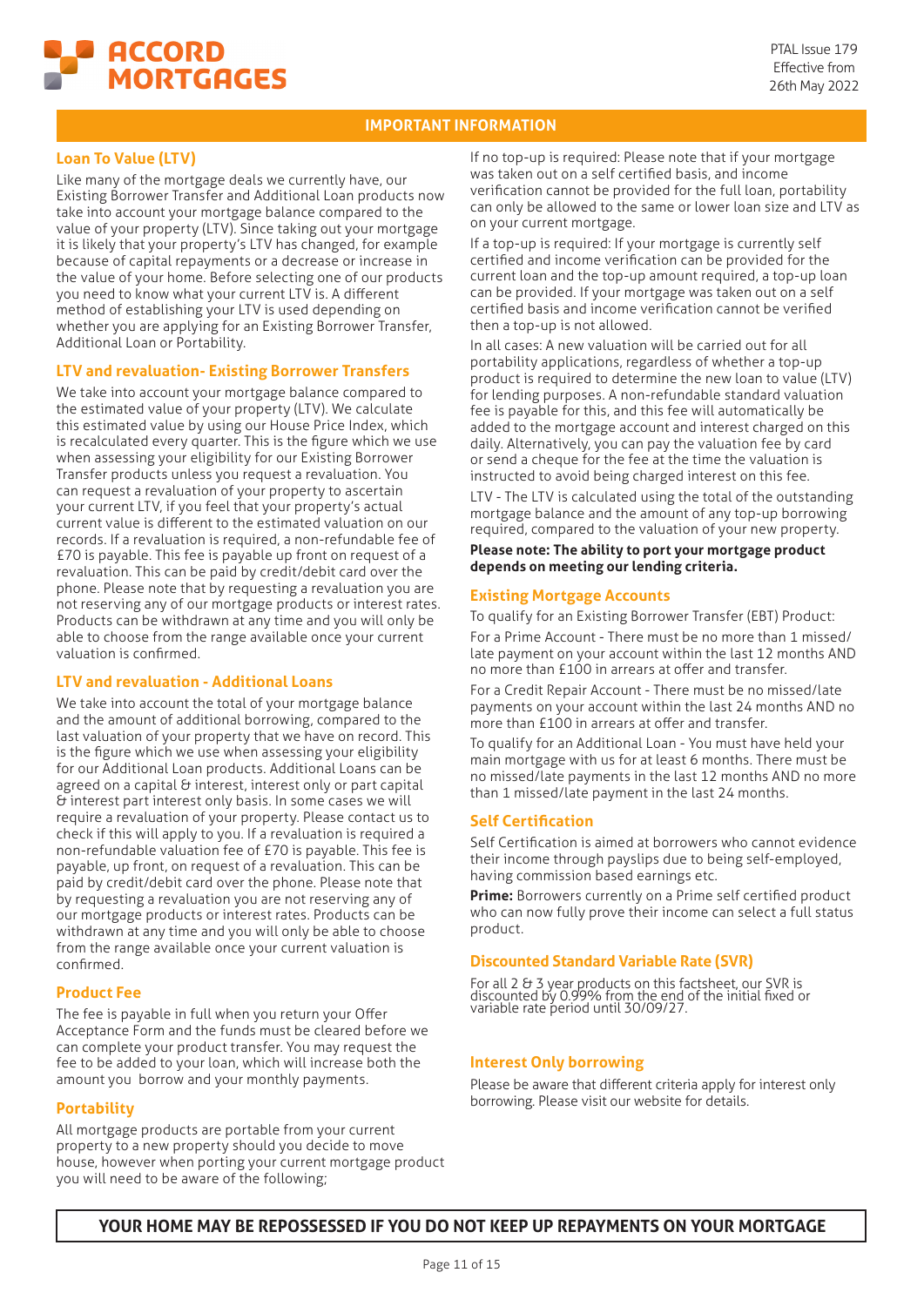# IMPORTANT INFORMATION

## Loan To Value (LTV)

Like many of the mortgage deals we currently have, our Existing Borrower Transfer and Additional Loan products now take into account your mortgage balance compared to the value of your property (LTV). Since taking out your mortgage it is likely that your property's LTV has changed, for example because of capital repayments or a decrease or increase in the value of your home. Before selecting one of our products you need to know what your current LTV is. A different method of establishing your LTV is used depending on whether you are applying for an Existing Borrower Transfer, Additional Loan or Portability.

## LTV and revaluation- Existing Borrower Transfers

We take into account your mortgage balance compared to the estimated value of your property (LTV). We calculate this estimated value by using our House Price Index, which is recalculated every quarter. This is the figure which we use when assessing your eligibility for our Existing Borrower Transfer products unless you request a revaluation. You can request a revaluation of your property to ascertain your current LTV, if you feel that your property's actual current value is different to the estimated valuation on our records. If a revaluation is required, a non-refundable fee of £70 is payable. This fee is payable up front on request of a revaluation. This can be paid by credit/debit card over the phone. Please note that by requesting a revaluation you are not reserving any of our mortgage products or interest rates. Products can be withdrawn at any time and you will only be able to choose from the range available once your current valuation is confirmed.

## LTV and revaluation - Additional Loans

We take into account the total of your mortgage balance and the amount of additional borrowing, compared to the last valuation of your property that we have on record. This is the figure which we use when assessing your eligibility for our Additional Loan products. Additional Loans can be agreed on a capital & interest, interest only or part capital & interest part interest only basis. In some cases we will require a revaluation of your property. Please contact us to check if this will apply to you. If a revaluation is required a non-refundable valuation fee of £70 is payable. This fee is payable, up front, on request of a revaluation. This can be paid by credit/debit card over the phone. Please note that by requesting a revaluation you are not reserving any of our mortgage products or interest rates. Products can be withdrawn at any time and you will only be able to choose from the range available once your current valuation is confirmed.

## Product Fee

The fee is payable in full when you return your Offer Acceptance Form and the funds must be cleared before we can complete your product transfer. You may request the fee to be added to your loan, which will increase both the amount you borrow and your monthly payments.

## Portability

All mortgage products are portable from your current property to a new property should you decide to move house, however when porting your current mortgage product you will need to be aware of the following;

If no top-up is required: Please note that if your mortgage was taken out on a self certified basis, and income verification cannot be provided for the full loan, portability can only be allowed to the same or lower loan size and LTV as on your current mortgage.

If a top-up is required: If your mortgage is currently self certified and income verification can be provided for the current loan and the top-up amount required, a top-up loan can be provided. If your mortgage was taken out on a self certified basis and income verification cannot be verified then a top-up is not allowed.

In all cases: A new valuation will be carried out for all portability applications, regardless of whether a top-up product is required to determine the new loan to value (LTV) for lending purposes. A non-refundable standard valuation fee is payable for this, and this fee will automatically be added to the mortgage account and interest charged on this daily. Alternatively, you can pay the valuation fee by card or send a cheque for the fee at the time the valuation is instructed to avoid being charged interest on this fee.

LTV - The LTV is calculated using the total of the outstanding mortgage balance and the amount of any top-up borrowing required, compared to the valuation of your new property.

**Please note: The ability to port your mortgage product depends on meeting our lending criteria.**

## Existing Mortgage Accounts

To qualify for an Existing Borrower Transfer (EBT) Product:

For a Prime Account - There must be no more than 1 missed/late payment on your account within the last 12 months AND no more than £100 in arrears at offer and transfer.

For a Credit Repair Account - There must be no missed/late payments on your account within the last 24 months AND no more than £100 in arrears at offer and transfer.

To qualify for an Additional Loan - You must have held your main mortgage with us for at least 6 months. There must be no missed/late payments in the last 12 months AND no more than 1 missed/late payment in the last 24 months.

## Self Certification

Self Certification is aimed at borrowers who cannot evidence their income through payslips due to being self-employed, having commission based earnings etc.

**Prime:** Borrowers currently on a Prime self certified product who can now fully prove their income can select a full status product.

## Discounted Standard Variable Rate (SVR)

For all 2 & 3 year products on this factsheet, our SVR is discounted by 0.99% from the end of the initial fixed or variable rate period until 30/09/27.

## Interest Only borrowing

Please be aware that different criteria apply for interest only borrowing. Please visit our website for details.

**YOUR HOME MAY BE REPOSSESSED IF YOU DO NOT KEEP UP REPAYMENTS ON YOUR MORTGAGE**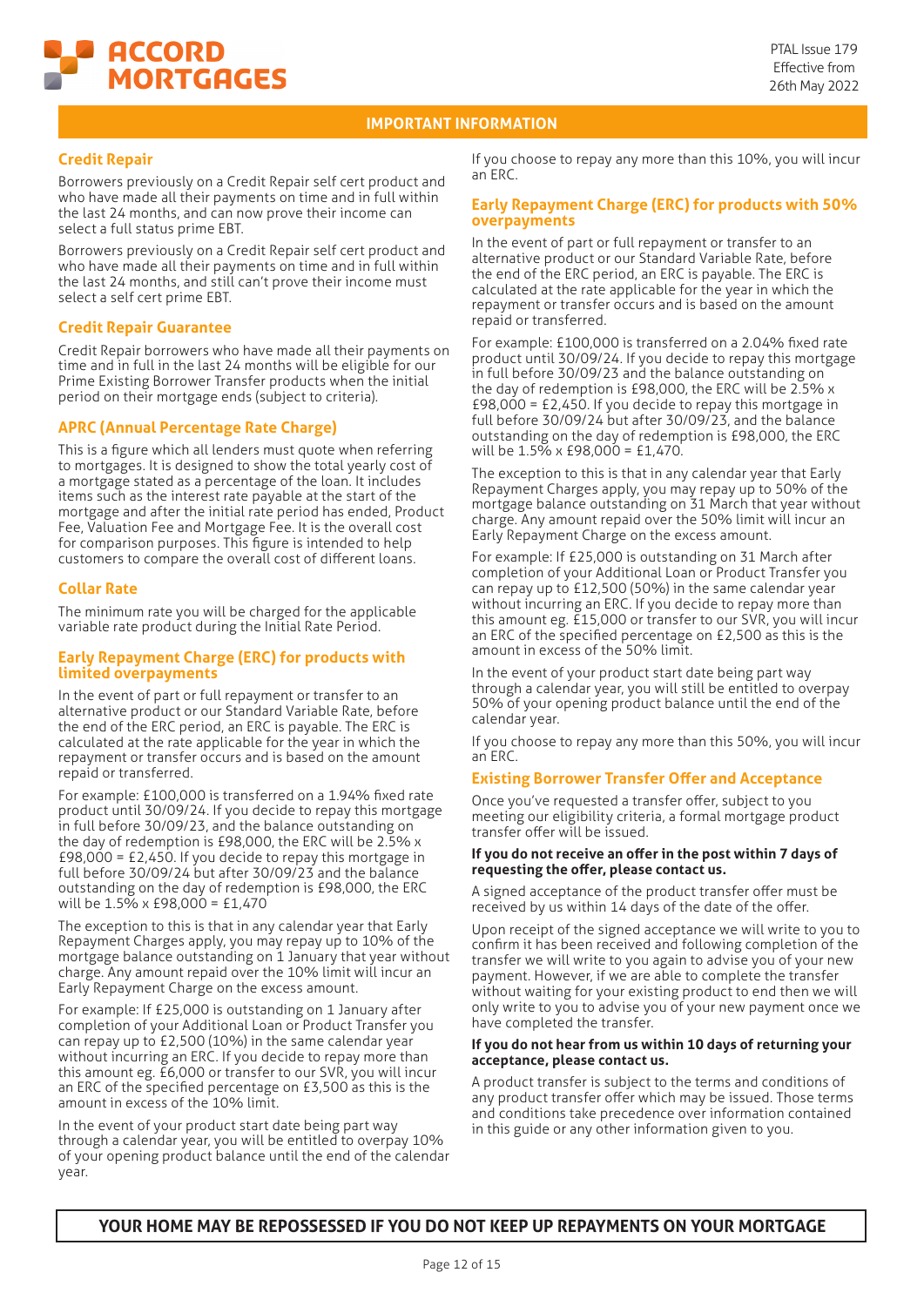## IMPORTANT INFORMATION

### Credit Repair

Borrowers previously on a Credit Repair self cert product and who have made all their payments on time and in full within the last 24 months, and can now prove their income can select a full status prime EBT.

Borrowers previously on a Credit Repair self cert product and who have made all their payments on time and in full within the last 24 months, and still can't prove their income must select a self cert prime EBT.

### Credit Repair Guarantee

Credit Repair borrowers who have made all their payments on time and in full in the last 24 months will be eligible for our Prime Existing Borrower Transfer products when the initial period on their mortgage ends (subject to criteria).

### APRC (Annual Percentage Rate Charge)

This is a figure which all lenders must quote when referring to mortgages. It is designed to show the total yearly cost of a mortgage stated as a percentage of the loan. It includes items such as the interest rate payable at the start of the mortgage and after the initial rate period has ended, Product Fee, Valuation Fee and Mortgage Fee. It is the overall cost for comparison purposes. This figure is intended to help customers to compare the overall cost of different loans.

### Collar Rate

The minimum rate you will be charged for the applicable variable rate product during the Initial Rate Period.

### Early Repayment Charge (ERC) for products with limited overpayments

In the event of part or full repayment or transfer to an alternative product or our Standard Variable Rate, before the end of the ERC period, an ERC is payable. The ERC is calculated at the rate applicable for the year in which the repayment or transfer occurs and is based on the amount repaid or transferred.

For example: £100,000 is transferred on a 1.94% fixed rate product until 30/09/24. If you decide to repay this mortgage in full before 30/09/23, and the balance outstanding on the day of redemption is £98,000, the ERC will be 2.5% x £98,000 = £2,450. If you decide to repay this mortgage in full before 30/09/24 but after 30/09/23, and the balance outstanding on the day of redemption is £98,000, the ERC will be 1.5% x £98,000 = £1,470

The exception to this is that in any calendar year that Early Repayment Charges apply, you may repay up to 10% of the mortgage balance outstanding on 1 January that year without charge. Any amount repaid over the 10% limit will incur an Early Repayment Charge on the excess amount.

For example: If £25,000 is outstanding on 1 January after completion of your Additional Loan or Product Transfer you can repay up to £2,500 (10%) in the same calendar year without incurring an ERC. If you decide to repay more than this amount eg. £6,000 or transfer to our SVR, you will incur an ERC of the specified percentage on £3,500 as this is the amount in excess of the 10% limit.

In the event of your product start date being part way through a calendar year, you will be entitled to overpay 10% of your opening product balance until the end of the calendar year.

If you choose to repay any more than this 10%, you will incur an ERC.

### Early Repayment Charge (ERC) for products with 50% overpayments

In the event of part or full repayment or transfer to an alternative product or our Standard Variable Rate, before the end of the ERC period, an ERC is payable. The ERC is calculated at the rate applicable for the year in which the repayment or transfer occurs and is based on the amount repaid or transferred.

For example: £100,000 is transferred on a 2.04% fixed rate product until 30/09/24. If you decide to repay this mortgage in full before 30/09/23 and the balance outstanding on the day of redemption is £98,000, the ERC will be 2.5% x £98,000 = £2,450. If you decide to repay this mortgage in full before 30/09/24 but after 30/09/23, and the balance outstanding on the day of redemption is £98,000, the ERC will be 1.5% x £98,000 = £1,470.

The exception to this is that in any calendar year that Early Repayment Charges apply, you may repay up to 50% of the mortgage balance outstanding on 31 March that year without charge. Any amount repaid over the 50% limit will incur an Early Repayment Charge on the excess amount.

For example: If £25,000 is outstanding on 31 March after completion of your Additional Loan or Product Transfer you can repay up to £12,500 (50%) in the same calendar year without incurring an ERC. If you decide to repay more than this amount eg. £15,000 or transfer to our SVR, you will incur an ERC of the specified percentage on £2,500 as this is the amount in excess of the 50% limit.

In the event of your product start date being part way through a calendar year, you will still be entitled to overpay 50% of your opening product balance until the end of the calendar year.

If you choose to repay any more than this 50%, you will incur an ERC.

### Existing Borrower Transfer Offer and Acceptance

Once you've requested a transfer offer, subject to you meeting our eligibility criteria, a formal mortgage product transfer offer will be issued.

**If you do not receive an offer in the post within 7 days of requesting the offer, please contact us.**

A signed acceptance of the product transfer offer must be received by us within 14 days of the date of the offer.

Upon receipt of the signed acceptance we will write to you to confirm it has been received and following completion of the transfer we will write to you again to advise you of your new payment. However, if we are able to complete the transfer without waiting for your existing product to end then we will only write to you to advise you of your new payment once we have completed the transfer.

**If you do not hear from us within 10 days of returning your acceptance, please contact us.**

A product transfer is subject to the terms and conditions of any product transfer offer which may be issued. Those terms and conditions take precedence over information contained in this guide or any other information given to you.

**YOUR HOME MAY BE REPOSSESSED IF YOU DO NOT KEEP UP REPAYMENTS ON YOUR MORTGAGE**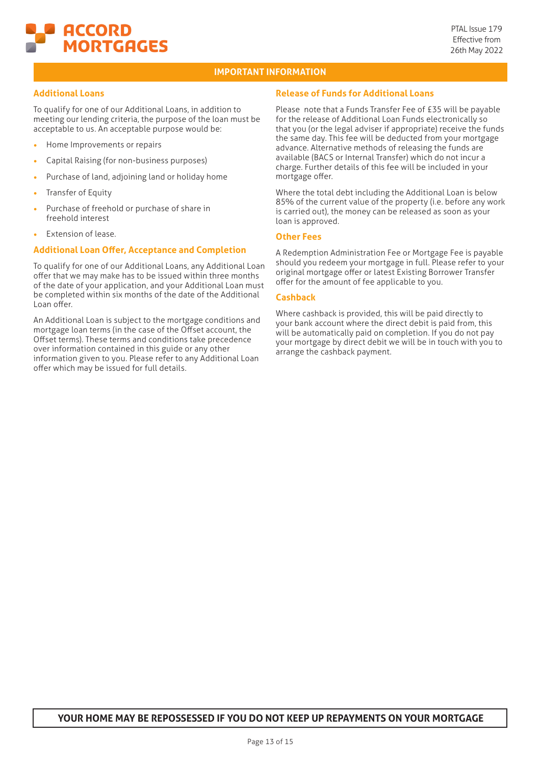## IMPORTANT INFORMATION

### Additional Loans

To qualify for one of our Additional Loans, in addition to meeting our lending criteria, the purpose of the loan must be acceptable to us. An acceptable purpose would be:

- Home Improvements or repairs
- Capital Raising (for non-business purposes)
- Purchase of land, adjoining land or holiday home
- Transfer of Equity
- Purchase of freehold or purchase of share in freehold interest
- Extension of lease.

### Additional Loan Offer, Acceptance and Completion

To qualify for one of our Additional Loans, any Additional Loan offer that we may make has to be issued within three months of the date of your application, and your Additional Loan must be completed within six months of the date of the Additional Loan offer.

An Additional Loan is subject to the mortgage conditions and mortgage loan terms (in the case of the Offset account, the Offset terms). These terms and conditions take precedence over information contained in this guide or any other information given to you. Please refer to any Additional Loan offer which may be issued for full details.

### Release of Funds for Additional Loans

Please note that a Funds Transfer Fee of £35 will be payable for the release of Additional Loan Funds electronically so that you (or the legal adviser if appropriate) receive the funds the same day. This fee will be deducted from your mortgage advance. Alternative methods of releasing the funds are available (BACS or Internal Transfer) which do not incur a charge. Further details of this fee will be included in your mortgage offer.

Where the total debt including the Additional Loan is below 85% of the current value of the property (i.e. before any work is carried out), the money can be released as soon as your loan is approved.

### Other Fees

A Redemption Administration Fee or Mortgage Fee is payable should you redeem your mortgage in full. Please refer to your original mortgage offer or latest Existing Borrower Transfer offer for the amount of fee applicable to you.

### Cashback

Where cashback is provided, this will be paid directly to your bank account where the direct debit is paid from, this will be automatically paid on completion. If you do not pay your mortgage by direct debit we will be in touch with you to arrange the cashback payment.

**YOUR HOME MAY BE REPOSSESSED IF YOU DO NOT KEEP UP REPAYMENTS ON YOUR MORTGAGE**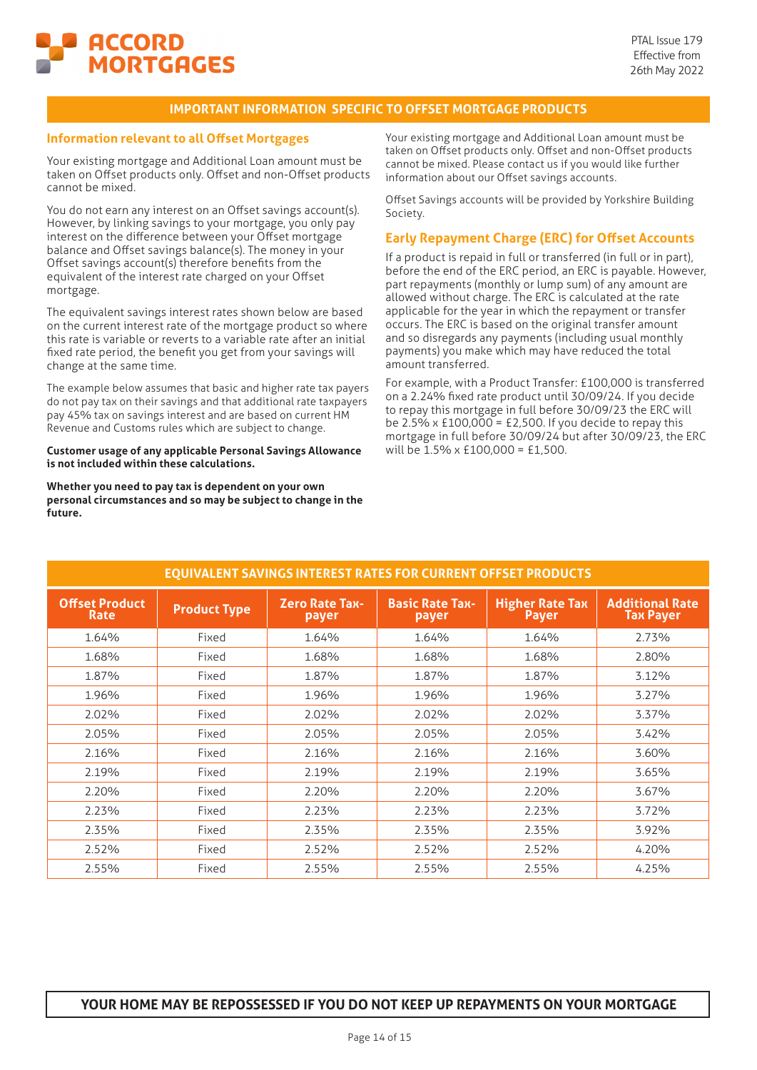## IMPORTANT INFORMATION SPECIFIC TO OFFSET MORTGAGE PRODUCTS

### Information relevant to all Offset Mortgages

Your existing mortgage and Additional Loan amount must be taken on Offset products only. Offset and non-Offset products cannot be mixed.

You do not earn any interest on an Offset savings account(s). However, by linking savings to your mortgage, you only pay interest on the difference between your Offset mortgage balance and Offset savings balance(s). The money in your Offset savings account(s) therefore benefits from the equivalent of the interest rate charged on your Offset mortgage.

The equivalent savings interest rates shown below are based on the current interest rate of the mortgage product so where this rate is variable or reverts to a variable rate after an initial fixed rate period, the benefit you get from your savings will change at the same time.

The example below assumes that basic and higher rate tax payers do not pay tax on their savings and that additional rate taxpayers pay 45% tax on savings interest and are based on current HM Revenue and Customs rules which are subject to change.

**Customer usage of any applicable Personal Savings Allowance is not included within these calculations.**

**Whether you need to pay tax is dependent on your own personal circumstances and so may be subject to change in the future.**

Your existing mortgage and Additional Loan amount must be taken on Offset products only. Offset and non-Offset products cannot be mixed. Please contact us if you would like further information about our Offset savings accounts.

Offset Savings accounts will be provided by Yorkshire Building Society.

### Early Repayment Charge (ERC) for Offset Accounts

If a product is repaid in full or transferred (in full or in part), before the end of the ERC period, an ERC is payable. However, part repayments (monthly or lump sum) of any amount are allowed without charge. The ERC is calculated at the rate applicable for the year in which the repayment or transfer occurs. The ERC is based on the original transfer amount and so disregards any payments (including usual monthly payments) you make which may have reduced the total amount transferred.

For example, with a Product Transfer: £100,000 is transferred on a 2.24% fixed rate product until 30/09/24. If you decide to repay this mortgage in full before 30/09/23 the ERC will be 2.5% x £100,000 = £2,500. If you decide to repay this mortgage in full before 30/09/24 but after 30/09/23, the ERC will be 1.5% x £100,000 = £1,500.

### EQUIVALENT SAVINGS INTEREST RATES FOR CURRENT OFFSET PRODUCTS

| Offset Product Rate | Product Type | Zero Rate Tax-payer | Basic Rate Tax-payer | Higher Rate Tax Payer | Additional Rate Tax Payer |
|---|---|---|---|---|---|
| 1.64% | Fixed | 1.64% | 1.64% | 1.64% | 2.73% |
| 1.68% | Fixed | 1.68% | 1.68% | 1.68% | 2.80% |
| 1.87% | Fixed | 1.87% | 1.87% | 1.87% | 3.12% |
| 1.96% | Fixed | 1.96% | 1.96% | 1.96% | 3.27% |
| 2.02% | Fixed | 2.02% | 2.02% | 2.02% | 3.37% |
| 2.05% | Fixed | 2.05% | 2.05% | 2.05% | 3.42% |
| 2.16% | Fixed | 2.16% | 2.16% | 2.16% | 3.60% |
| 2.19% | Fixed | 2.19% | 2.19% | 2.19% | 3.65% |
| 2.20% | Fixed | 2.20% | 2.20% | 2.20% | 3.67% |
| 2.23% | Fixed | 2.23% | 2.23% | 2.23% | 3.72% |
| 2.35% | Fixed | 2.35% | 2.35% | 2.35% | 3.92% |
| 2.52% | Fixed | 2.52% | 2.52% | 2.52% | 4.20% |
| 2.55% | Fixed | 2.55% | 2.55% | 2.55% | 4.25% |

**YOUR HOME MAY BE REPOSSESSED IF YOU DO NOT KEEP UP REPAYMENTS ON YOUR MORTGAGE**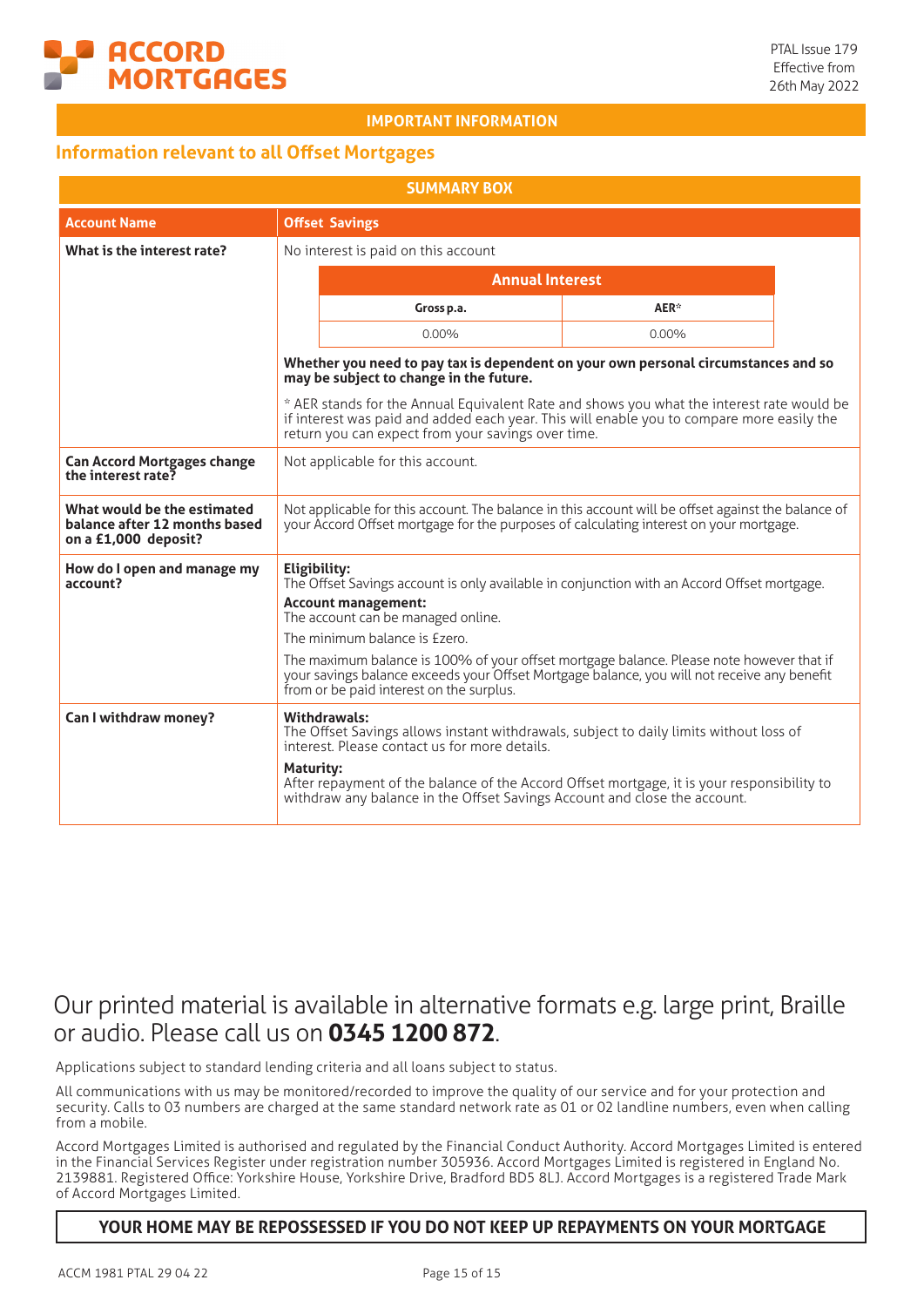**ACCORD MORTGAGES**

PTAL Issue 179
Effective from
26th May 2022

**IMPORTANT INFORMATION**

## Information relevant to all Offset Mortgages

**SUMMARY BOX**

| Account Name | Offset Savings |
|---|---|
| **What is the interest rate?** | No interest is paid on this account<br><br>**Annual Interest**<br>Gross p.a.: 0.00% — AER*: 0.00%<br><br>**Whether you need to pay tax is dependent on your own personal circumstances and so may be subject to change in the future.**<br><br>* AER stands for the Annual Equivalent Rate and shows you what the interest rate would be if interest was paid and added each year. This will enable you to compare more easily the return you can expect from your savings over time. |
| **Can Accord Mortgages change the interest rate?** | Not applicable for this account. |
| **What would be the estimated balance after 12 months based on a £1,000 deposit?** | Not applicable for this account. The balance in this account will be offset against the balance of your Accord Offset mortgage for the purposes of calculating interest on your mortgage. |
| **How do I open and manage my account?** | **Eligibility:**<br>The Offset Savings account is only available in conjunction with an Accord Offset mortgage.<br>**Account management:**<br>The account can be managed online.<br>The minimum balance is £zero.<br>The maximum balance is 100% of your offset mortgage balance. Please note however that if your savings balance exceeds your Offset Mortgage balance, you will not receive any benefit from or be paid interest on the surplus. |
| **Can I withdraw money?** | **Withdrawals:**<br>The Offset Savings allows instant withdrawals, subject to daily limits without loss of interest. Please contact us for more details.<br>**Maturity:**<br>After repayment of the balance of the Accord Offset mortgage, it is your responsibility to withdraw any balance in the Offset Savings Account and close the account. |

Our printed material is available in alternative formats e.g. large print, Braille or audio. Please call us on **0345 1200 872**.

Applications subject to standard lending criteria and all loans subject to status.

All communications with us may be monitored/recorded to improve the quality of our service and for your protection and security. Calls to 03 numbers are charged at the same standard network rate as 01 or 02 landline numbers, even when calling from a mobile.

Accord Mortgages Limited is authorised and regulated by the Financial Conduct Authority. Accord Mortgages Limited is entered in the Financial Services Register under registration number 305936. Accord Mortgages Limited is registered in England No. 2139881. Registered Office: Yorkshire House, Yorkshire Drive, Bradford BD5 8LJ. Accord Mortgages is a registered Trade Mark of Accord Mortgages Limited.

**YOUR HOME MAY BE REPOSSESSED IF YOU DO NOT KEEP UP REPAYMENTS ON YOUR MORTGAGE**

ACCM 1981 PTAL 29 04 22